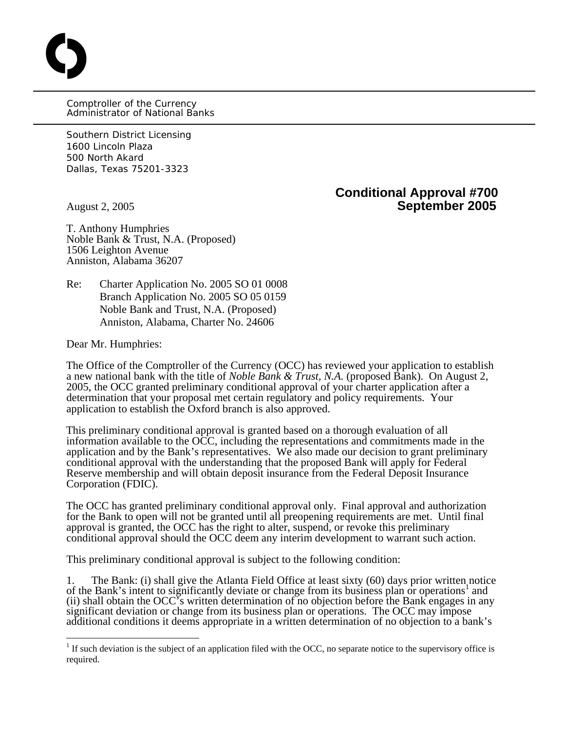Comptroller of the Currency
Administrator of National Banks

Southern District Licensing
1600 Lincoln Plaza
500 North Akard
Dallas, Texas 75201-3323

**Conditional Approval #700**
**September 2005**

August 2, 2005

T. Anthony Humphries
Noble Bank & Trust, N.A. (Proposed)
1506 Leighton Avenue
Anniston, Alabama 36207

Re: Charter Application No. 2005 SO 01 0008
Branch Application No. 2005 SO 05 0159
Noble Bank and Trust, N.A. (Proposed)
Anniston, Alabama, Charter No. 24606

Dear Mr. Humphries:

The Office of the Comptroller of the Currency (OCC) has reviewed your application to establish a new national bank with the title of *Noble Bank & Trust, N.A.* (proposed Bank). On August 2, 2005, the OCC granted preliminary conditional approval of your charter application after a determination that your proposal met certain regulatory and policy requirements. Your application to establish the Oxford branch is also approved.

This preliminary conditional approval is granted based on a thorough evaluation of all information available to the OCC, including the representations and commitments made in the application and by the Bank's representatives. We also made our decision to grant preliminary conditional approval with the understanding that the proposed Bank will apply for Federal Reserve membership and will obtain deposit insurance from the Federal Deposit Insurance Corporation (FDIC).

The OCC has granted preliminary conditional approval only. Final approval and authorization for the Bank to open will not be granted until all preopening requirements are met. Until final approval is granted, the OCC has the right to alter, suspend, or revoke this preliminary conditional approval should the OCC deem any interim development to warrant such action.

This preliminary conditional approval is subject to the following condition:

1. The Bank: (i) shall give the Atlanta Field Office at least sixty (60) days prior written notice of the Bank's intent to significantly deviate or change from its business plan or operations[1] and (ii) shall obtain the OCC's written determination of no objection before the Bank engages in any significant deviation or change from its business plan or operations. The OCC may impose additional conditions it deems appropriate in a written determination of no objection to a bank's

[1] If such deviation is the subject of an application filed with the OCC, no separate notice to the supervisory office is required.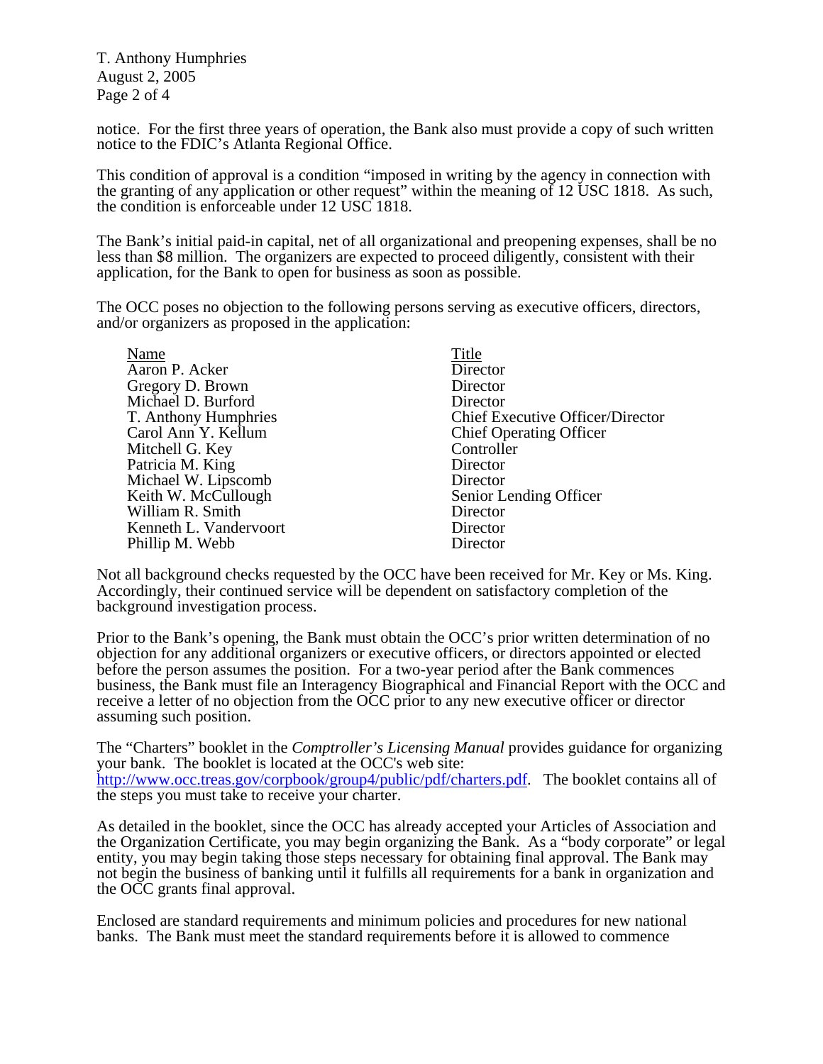notice. For the first three years of operation, the Bank also must provide a copy of such written notice to the FDIC's Atlanta Regional Office.

This condition of approval is a condition "imposed in writing by the agency in connection with the granting of any application or other request" within the meaning of 12 USC 1818. As such, the condition is enforceable under 12 USC 1818.

The Bank's initial paid-in capital, net of all organizational and preopening expenses, shall be no less than $8 million. The organizers are expected to proceed diligently, consistent with their application, for the Bank to open for business as soon as possible.

The OCC poses no objection to the following persons serving as executive officers, directors, and/or organizers as proposed in the application:

| Name | Title |
|---|---|
| Aaron P. Acker | Director |
| Gregory D. Brown | Director |
| Michael D. Burford | Director |
| T. Anthony Humphries | Chief Executive Officer/Director |
| Carol Ann Y. Kellum | Chief Operating Officer |
| Mitchell G. Key | Controller |
| Patricia M. King | Director |
| Michael W. Lipscomb | Director |
| Keith W. McCullough | Senior Lending Officer |
| William R. Smith | Director |
| Kenneth L. Vandervoort | Director |
| Phillip M. Webb | Director |

Not all background checks requested by the OCC have been received for Mr. Key or Ms. King. Accordingly, their continued service will be dependent on satisfactory completion of the background investigation process.

Prior to the Bank's opening, the Bank must obtain the OCC's prior written determination of no objection for any additional organizers or executive officers, or directors appointed or elected before the person assumes the position. For a two-year period after the Bank commences business, the Bank must file an Interagency Biographical and Financial Report with the OCC and receive a letter of no objection from the OCC prior to any new executive officer or director assuming such position.

The "Charters" booklet in the *Comptroller's Licensing Manual* provides guidance for organizing your bank. The booklet is located at the OCC's web site: http://www.occ.treas.gov/corpbook/group4/public/pdf/charters.pdf. The booklet contains all of the steps you must take to receive your charter.

As detailed in the booklet, since the OCC has already accepted your Articles of Association and the Organization Certificate, you may begin organizing the Bank. As a "body corporate" or legal entity, you may begin taking those steps necessary for obtaining final approval. The Bank may not begin the business of banking until it fulfills all requirements for a bank in organization and the OCC grants final approval.

Enclosed are standard requirements and minimum policies and procedures for new national banks. The Bank must meet the standard requirements before it is allowed to commence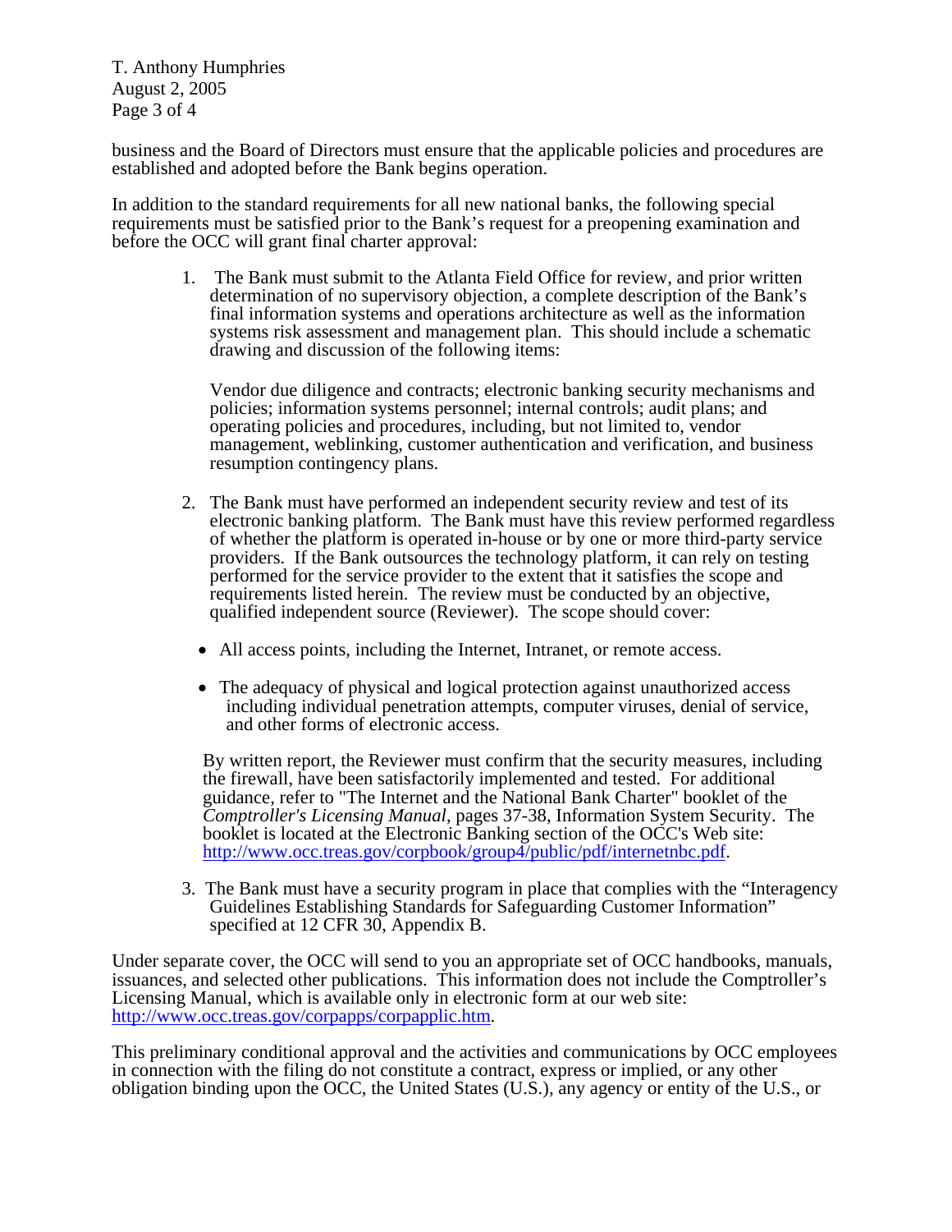business and the Board of Directors must ensure that the applicable policies and procedures are established and adopted before the Bank begins operation.

In addition to the standard requirements for all new national banks, the following special requirements must be satisfied prior to the Bank's request for a preopening examination and before the OCC will grant final charter approval:

1. The Bank must submit to the Atlanta Field Office for review, and prior written determination of no supervisory objection, a complete description of the Bank's final information systems and operations architecture as well as the information systems risk assessment and management plan. This should include a schematic drawing and discussion of the following items:

   Vendor due diligence and contracts; electronic banking security mechanisms and policies; information systems personnel; internal controls; audit plans; and operating policies and procedures, including, but not limited to, vendor management, weblinking, customer authentication and verification, and business resumption contingency plans.

2. The Bank must have performed an independent security review and test of its electronic banking platform. The Bank must have this review performed regardless of whether the platform is operated in-house or by one or more third-party service providers. If the Bank outsources the technology platform, it can rely on testing performed for the service provider to the extent that it satisfies the scope and requirements listed herein. The review must be conducted by an objective, qualified independent source (Reviewer). The scope should cover:

   - All access points, including the Internet, Intranet, or remote access.
   - The adequacy of physical and logical protection against unauthorized access including individual penetration attempts, computer viruses, denial of service, and other forms of electronic access.

   By written report, the Reviewer must confirm that the security measures, including the firewall, have been satisfactorily implemented and tested. For additional guidance, refer to "The Internet and the National Bank Charter" booklet of the *Comptroller's Licensing Manual*, pages 37-38, Information System Security. The booklet is located at the Electronic Banking section of the OCC's Web site: http://www.occ.treas.gov/corpbook/group4/public/pdf/internetnbc.pdf.

3. The Bank must have a security program in place that complies with the "Interagency Guidelines Establishing Standards for Safeguarding Customer Information" specified at 12 CFR 30, Appendix B.

Under separate cover, the OCC will send to you an appropriate set of OCC handbooks, manuals, issuances, and selected other publications. This information does not include the Comptroller's Licensing Manual, which is available only in electronic form at our web site: http://www.occ.treas.gov/corpapps/corpapplic.htm.

This preliminary conditional approval and the activities and communications by OCC employees in connection with the filing do not constitute a contract, express or implied, or any other obligation binding upon the OCC, the United States (U.S.), any agency or entity of the U.S., or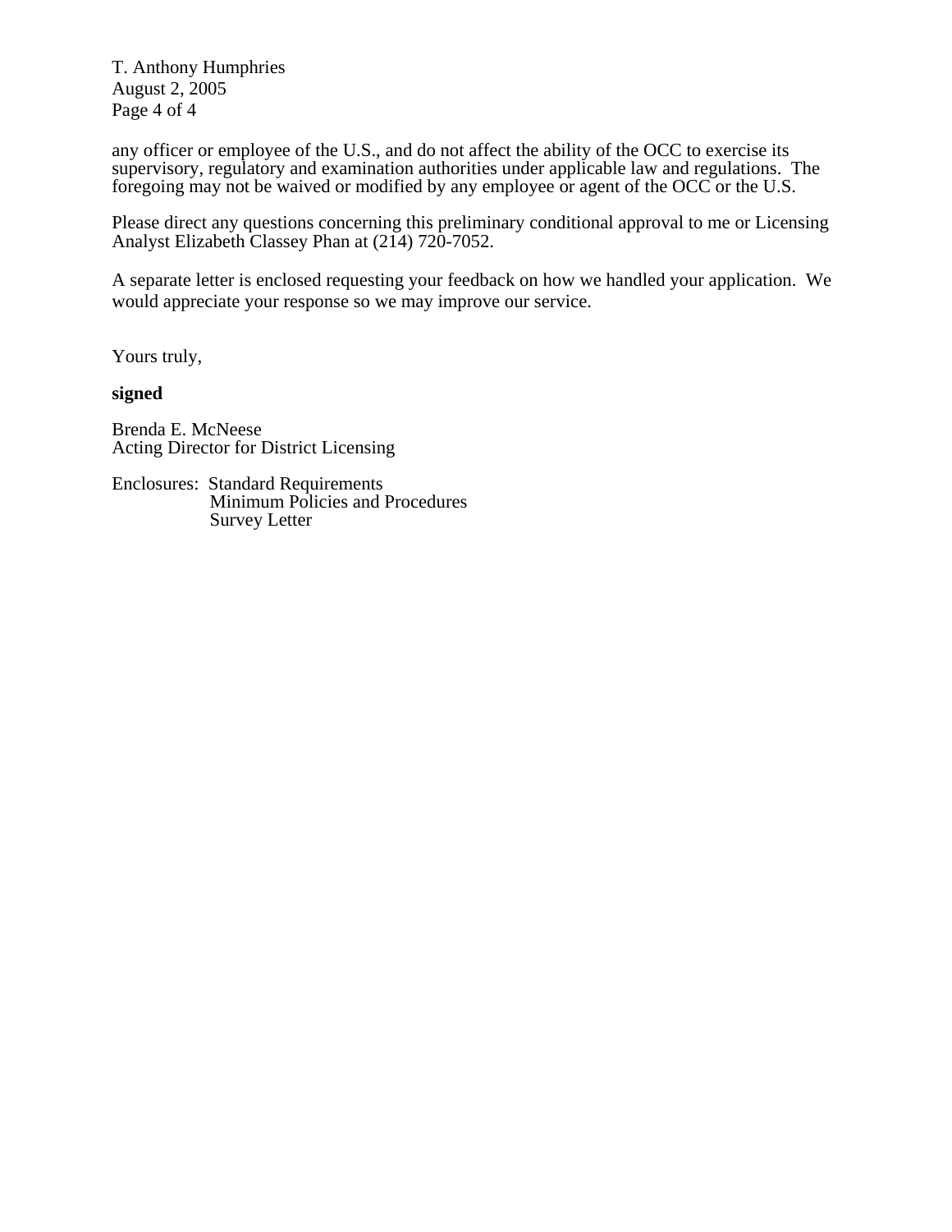any officer or employee of the U.S., and do not affect the ability of the OCC to exercise its supervisory, regulatory and examination authorities under applicable law and regulations. The foregoing may not be waived or modified by any employee or agent of the OCC or the U.S.

Please direct any questions concerning this preliminary conditional approval to me or Licensing Analyst Elizabeth Classey Phan at (214) 720-7052.

A separate letter is enclosed requesting your feedback on how we handled your application. We would appreciate your response so we may improve our service.

Yours truly,

**signed**

Brenda E. McNeese
Acting Director for District Licensing

Enclosures: Standard Requirements
Minimum Policies and Procedures
Survey Letter